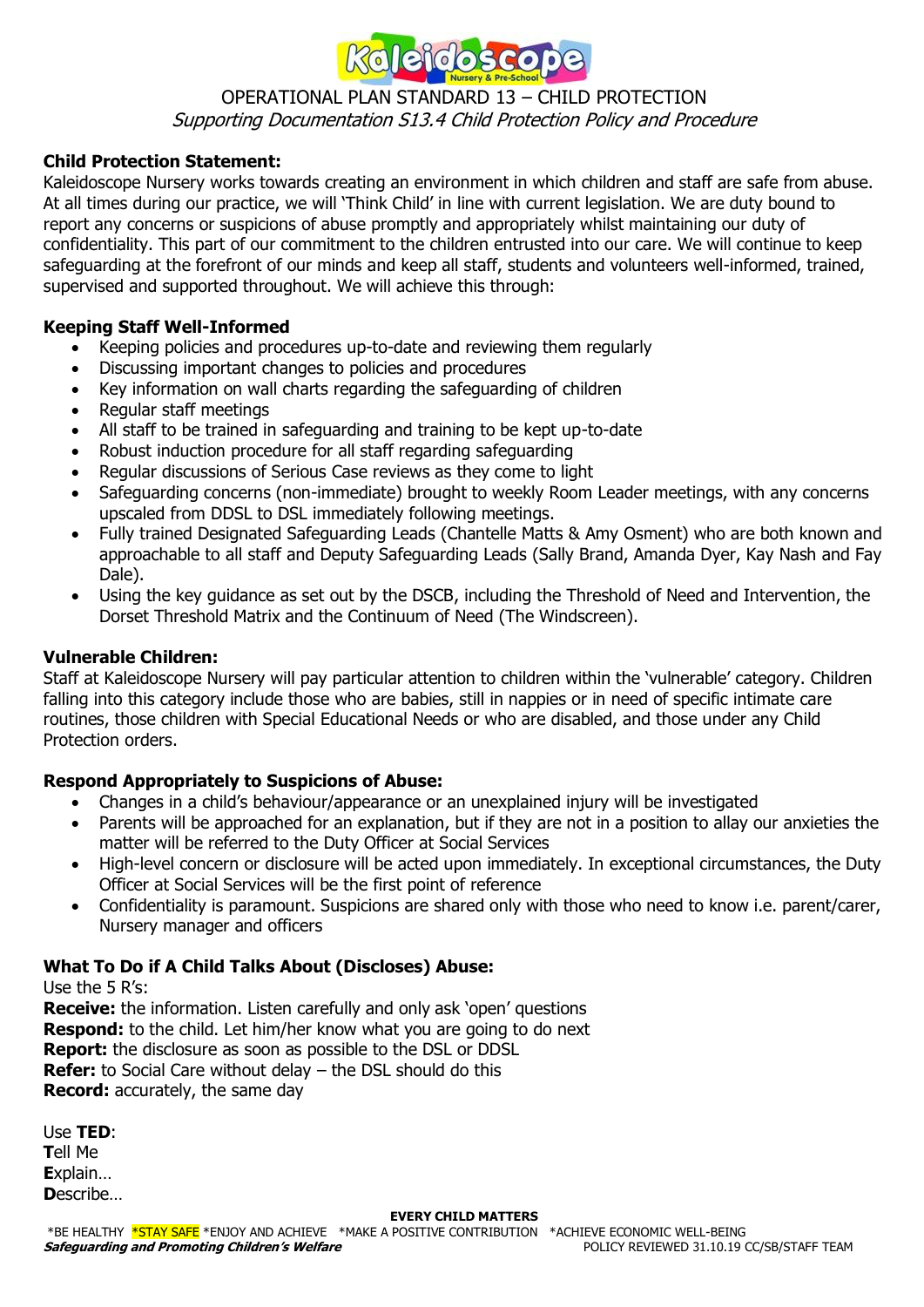OPERATIONAL PLAN STANDARD 13 – CHILD PROTECTION

*Supporting Documentation S13.4 Child Protection Policy and Procedure*

**Child Protection Statement:**

Kaleidoscope Nursery works towards creating an environment in which children and staff are safe from abuse. At all times during our practice, we will 'Think Child' in line with current legislation. We are duty bound to report any concerns or suspicions of abuse promptly and appropriately whilst maintaining our duty of confidentiality. This part of our commitment to the children entrusted into our care. We will continue to keep safeguarding at the forefront of our minds and keep all staff, students and volunteers well-informed, trained, supervised and supported throughout. We will achieve this through:

**Keeping Staff Well-Informed**

- Keeping policies and procedures up-to-date and reviewing them regularly
- Discussing important changes to policies and procedures
- Key information on wall charts regarding the safeguarding of children
- Regular staff meetings
- All staff to be trained in safeguarding and training to be kept up-to-date
- Robust induction procedure for all staff regarding safeguarding
- Regular discussions of Serious Case reviews as they come to light
- Safeguarding concerns (non-immediate) brought to weekly Room Leader meetings, with any concerns upscaled from DDSL to DSL immediately following meetings.
- Fully trained Designated Safeguarding Leads (Chantelle Matts & Amy Osment) who are both known and approachable to all staff and Deputy Safeguarding Leads (Sally Brand, Amanda Dyer, Kay Nash and Fay Dale).
- Using the key guidance as set out by the DSCB, including the Threshold of Need and Intervention, the Dorset Threshold Matrix and the Continuum of Need (The Windscreen).

**Vulnerable Children:**

Staff at Kaleidoscope Nursery will pay particular attention to children within the 'vulnerable' category. Children falling into this category include those who are babies, still in nappies or in need of specific intimate care routines, those children with Special Educational Needs or who are disabled, and those under any Child Protection orders.

**Respond Appropriately to Suspicions of Abuse:**

- Changes in a child's behaviour/appearance or an unexplained injury will be investigated
- Parents will be approached for an explanation, but if they are not in a position to allay our anxieties the matter will be referred to the Duty Officer at Social Services
- High-level concern or disclosure will be acted upon immediately. In exceptional circumstances, the Duty Officer at Social Services will be the first point of reference
- Confidentiality is paramount. Suspicions are shared only with those who need to know i.e. parent/carer, Nursery manager and officers

**What To Do if A Child Talks About (Discloses) Abuse:**

Use the 5 R's:

**Receive:** the information. Listen carefully and only ask 'open' questions
**Respond:** to the child. Let him/her know what you are going to do next
**Report:** the disclosure as soon as possible to the DSL or DDSL
**Refer:** to Social Care without delay – the DSL should do this
**Record:** accurately, the same day

Use **TED**:
**T**ell Me
**E**xplain…
**D**escribe…

**EVERY CHILD MATTERS**

*BE HEALTHY *STAY SAFE *ENJOY AND ACHIEVE *MAKE A POSITIVE CONTRIBUTION *ACHIEVE ECONOMIC WELL-BEING

***Safeguarding and Promoting Children's Welfare*** POLICY REVIEWED 31.10.19 CC/SB/STAFF TEAM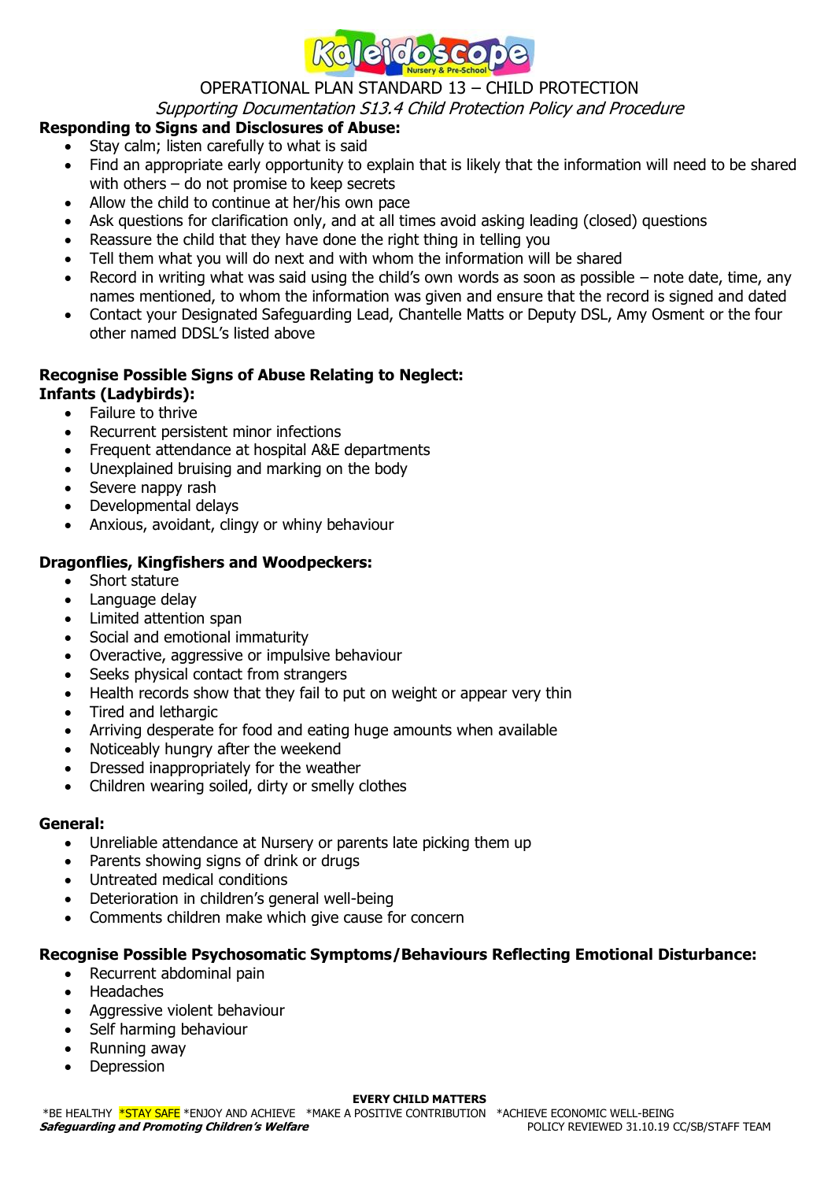OPERATIONAL PLAN STANDARD 13 – CHILD PROTECTION

*Supporting Documentation S13.4 Child Protection Policy and Procedure*

**Responding to Signs and Disclosures of Abuse:**

- Stay calm; listen carefully to what is said
- Find an appropriate early opportunity to explain that is likely that the information will need to be shared with others – do not promise to keep secrets
- Allow the child to continue at her/his own pace
- Ask questions for clarification only, and at all times avoid asking leading (closed) questions
- Reassure the child that they have done the right thing in telling you
- Tell them what you will do next and with whom the information will be shared
- Record in writing what was said using the child's own words as soon as possible – note date, time, any names mentioned, to whom the information was given and ensure that the record is signed and dated
- Contact your Designated Safeguarding Lead, Chantelle Matts or Deputy DSL, Amy Osment or the four other named DDSL's listed above

**Recognise Possible Signs of Abuse Relating to Neglect:**

**Infants (Ladybirds):**

- Failure to thrive
- Recurrent persistent minor infections
- Frequent attendance at hospital A&E departments
- Unexplained bruising and marking on the body
- Severe nappy rash
- Developmental delays
- Anxious, avoidant, clingy or whiny behaviour

**Dragonflies, Kingfishers and Woodpeckers:**

- Short stature
- Language delay
- Limited attention span
- Social and emotional immaturity
- Overactive, aggressive or impulsive behaviour
- Seeks physical contact from strangers
- Health records show that they fail to put on weight or appear very thin
- Tired and lethargic
- Arriving desperate for food and eating huge amounts when available
- Noticeably hungry after the weekend
- Dressed inappropriately for the weather
- Children wearing soiled, dirty or smelly clothes

**General:**

- Unreliable attendance at Nursery or parents late picking them up
- Parents showing signs of drink or drugs
- Untreated medical conditions
- Deterioration in children's general well-being
- Comments children make which give cause for concern

**Recognise Possible Psychosomatic Symptoms/Behaviours Reflecting Emotional Disturbance:**

- Recurrent abdominal pain
- Headaches
- Aggressive violent behaviour
- Self harming behaviour
- Running away
- Depression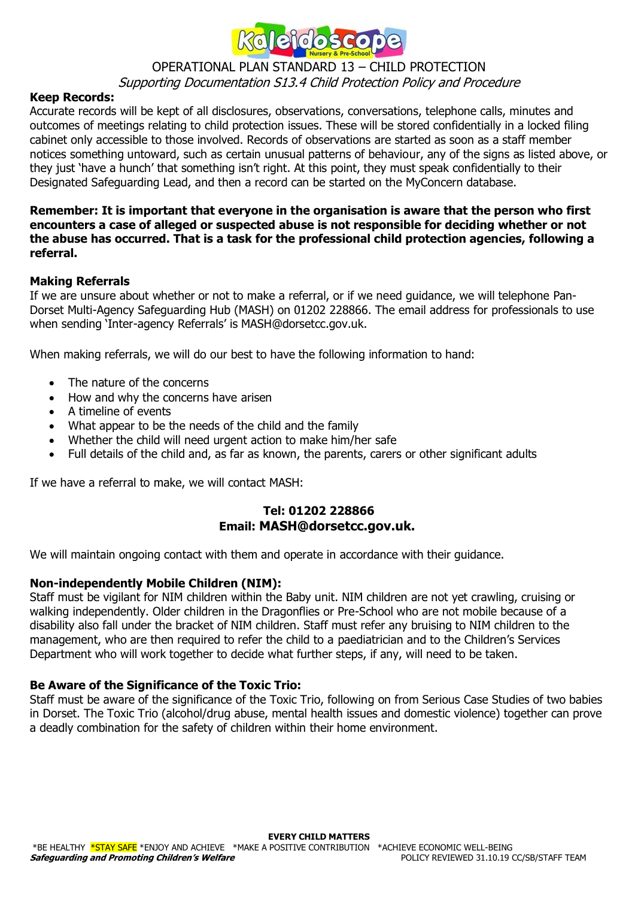**Keep Records:**

Accurate records will be kept of all disclosures, observations, conversations, telephone calls, minutes and outcomes of meetings relating to child protection issues. These will be stored confidentially in a locked filing cabinet only accessible to those involved. Records of observations are started as soon as a staff member notices something untoward, such as certain unusual patterns of behaviour, any of the signs as listed above, or they just 'have a hunch' that something isn't right. At this point, they must speak confidentially to their Designated Safeguarding Lead, and then a record can be started on the MyConcern database.

**Remember: It is important that everyone in the organisation is aware that the person who first encounters a case of alleged or suspected abuse is not responsible for deciding whether or not the abuse has occurred. That is a task for the professional child protection agencies, following a referral.**

**Making Referrals**

If we are unsure about whether or not to make a referral, or if we need guidance, we will telephone Pan-Dorset Multi-Agency Safeguarding Hub (MASH) on 01202 228866. The email address for professionals to use when sending 'Inter-agency Referrals' is MASH@dorsetcc.gov.uk.

When making referrals, we will do our best to have the following information to hand:

- The nature of the concerns
- How and why the concerns have arisen
- A timeline of events
- What appear to be the needs of the child and the family
- Whether the child will need urgent action to make him/her safe
- Full details of the child and, as far as known, the parents, carers or other significant adults

If we have a referral to make, we will contact MASH:

**Tel: 01202 228866**
**Email: MASH@dorsetcc.gov.uk.**

We will maintain ongoing contact with them and operate in accordance with their guidance.

**Non-independently Mobile Children (NIM):**

Staff must be vigilant for NIM children within the Baby unit. NIM children are not yet crawling, cruising or walking independently. Older children in the Dragonflies or Pre-School who are not mobile because of a disability also fall under the bracket of NIM children. Staff must refer any bruising to NIM children to the management, who are then required to refer the child to a paediatrician and to the Children's Services Department who will work together to decide what further steps, if any, will need to be taken.

**Be Aware of the Significance of the Toxic Trio:**

Staff must be aware of the significance of the Toxic Trio, following on from Serious Case Studies of two babies in Dorset. The Toxic Trio (alcohol/drug abuse, mental health issues and domestic violence) together can prove a deadly combination for the safety of children within their home environment.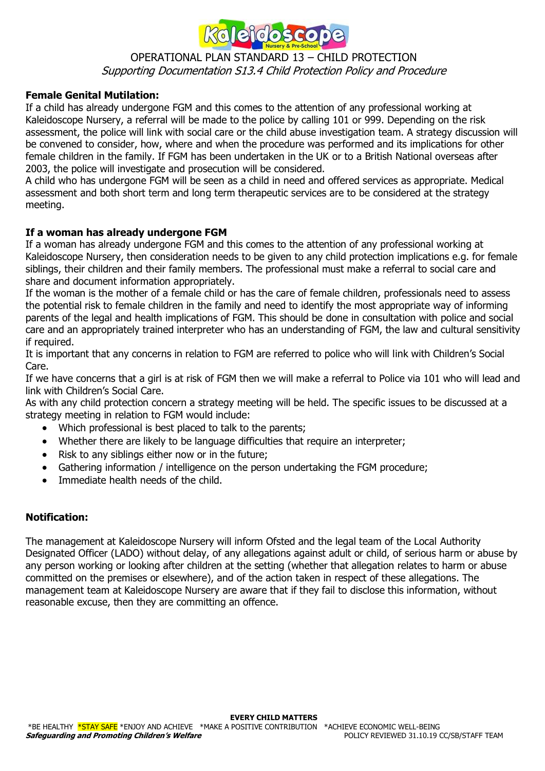**Female Genital Mutilation:**

If a child has already undergone FGM and this comes to the attention of any professional working at Kaleidoscope Nursery, a referral will be made to the police by calling 101 or 999. Depending on the risk assessment, the police will link with social care or the child abuse investigation team. A strategy discussion will be convened to consider, how, where and when the procedure was performed and its implications for other female children in the family. If FGM has been undertaken in the UK or to a British National overseas after 2003, the police will investigate and prosecution will be considered.

A child who has undergone FGM will be seen as a child in need and offered services as appropriate. Medical assessment and both short term and long term therapeutic services are to be considered at the strategy meeting.

**If a woman has already undergone FGM**

If a woman has already undergone FGM and this comes to the attention of any professional working at Kaleidoscope Nursery, then consideration needs to be given to any child protection implications e.g. for female siblings, their children and their family members. The professional must make a referral to social care and share and document information appropriately.

If the woman is the mother of a female child or has the care of female children, professionals need to assess the potential risk to female children in the family and need to identify the most appropriate way of informing parents of the legal and health implications of FGM. This should be done in consultation with police and social care and an appropriately trained interpreter who has an understanding of FGM, the law and cultural sensitivity if required.

It is important that any concerns in relation to FGM are referred to police who will link with Children's Social Care.

If we have concerns that a girl is at risk of FGM then we will make a referral to Police via 101 who will lead and link with Children's Social Care.

As with any child protection concern a strategy meeting will be held. The specific issues to be discussed at a strategy meeting in relation to FGM would include:

- Which professional is best placed to talk to the parents;
- Whether there are likely to be language difficulties that require an interpreter;
- Risk to any siblings either now or in the future;
- Gathering information / intelligence on the person undertaking the FGM procedure;
- Immediate health needs of the child.

**Notification:**

The management at Kaleidoscope Nursery will inform Ofsted and the legal team of the Local Authority Designated Officer (LADO) without delay, of any allegations against adult or child, of serious harm or abuse by any person working or looking after children at the setting (whether that allegation relates to harm or abuse committed on the premises or elsewhere), and of the action taken in respect of these allegations. The management team at Kaleidoscope Nursery are aware that if they fail to disclose this information, without reasonable excuse, then they are committing an offence.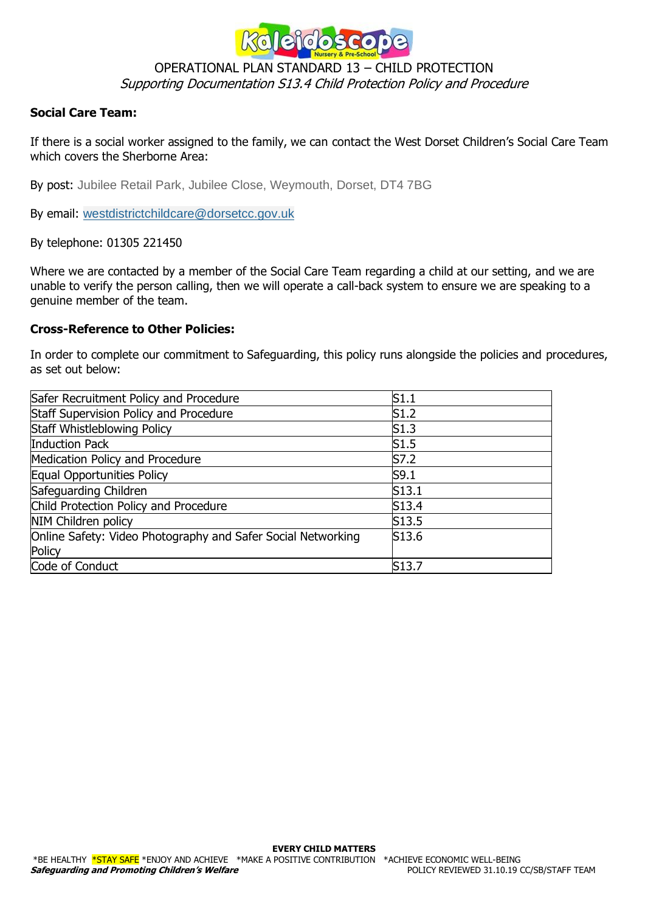**Social Care Team:**

If there is a social worker assigned to the family, we can contact the West Dorset Children's Social Care Team which covers the Sherborne Area:

By post: Jubilee Retail Park, Jubilee Close, Weymouth, Dorset, DT4 7BG

By email: westdistrictchildcare@dorsetcc.gov.uk

By telephone: 01305 221450

Where we are contacted by a member of the Social Care Team regarding a child at our setting, and we are unable to verify the person calling, then we will operate a call-back system to ensure we are speaking to a genuine member of the team.

**Cross-Reference to Other Policies:**

In order to complete our commitment to Safeguarding, this policy runs alongside the policies and procedures, as set out below:

| | |
|---|---|
| Safer Recruitment Policy and Procedure | S1.1 |
| Staff Supervision Policy and Procedure | S1.2 |
| Staff Whistleblowing Policy | S1.3 |
| Induction Pack | S1.5 |
| Medication Policy and Procedure | S7.2 |
| Equal Opportunities Policy | S9.1 |
| Safeguarding Children | S13.1 |
| Child Protection Policy and Procedure | S13.4 |
| NIM Children policy | S13.5 |
| Online Safety: Video Photography and Safer Social Networking Policy | S13.6 |
| Code of Conduct | S13.7 |